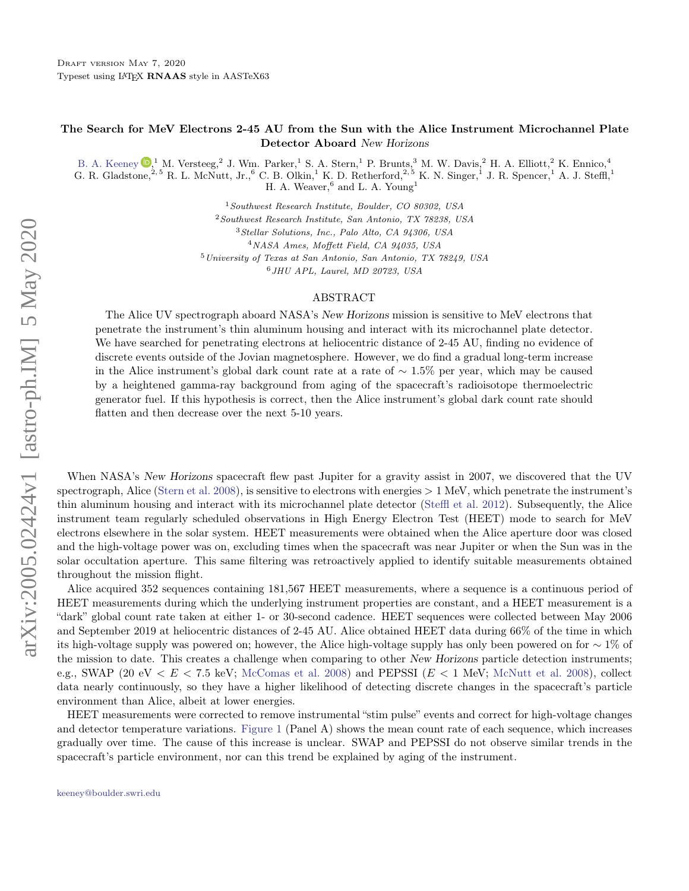# The Search for MeV Electrons 2-45 AU from the Sun with the Alice Instrument Microchannel Plate Detector Aboard *New Horizons*

B. A. Keeney,[1] M. Versteeg,[2] J. Wm. Parker,[1] S. A. Stern,[1] P. Brunts,[3] M. W. Davis,[2] H. A. Elliott,[2] K. Ennico,[4] G. R. Gladstone,[2,5] R. L. McNutt, Jr.,[6] C. B. Olkin,[1] K. D. Retherford,[2,5] K. N. Singer,[1] J. R. Spencer,[1] A. J. Steffl,[1] H. A. Weaver,[6] and L. A. Young[1]

[1] *Southwest Research Institute, Boulder, CO 80302, USA*

[2] *Southwest Research Institute, San Antonio, TX 78238, USA*

[3] *Stellar Solutions, Inc., Palo Alto, CA 94306, USA*

[4] *NASA Ames, Moffett Field, CA 94035, USA*

[5] *University of Texas at San Antonio, San Antonio, TX 78249, USA*

[6] *JHU APL, Laurel, MD 20723, USA*

## ABSTRACT

The Alice UV spectrograph aboard NASA's *New Horizons* mission is sensitive to MeV electrons that penetrate the instrument's thin aluminum housing and interact with its microchannel plate detector. We have searched for penetrating electrons at heliocentric distance of 2-45 AU, finding no evidence of discrete events outside of the Jovian magnetosphere. However, we do find a gradual long-term increase in the Alice instrument's global dark count rate at a rate of $\sim 1.5\%$ per year, which may be caused by a heightened gamma-ray background from aging of the spacecraft's radioisotope thermoelectric generator fuel. If this hypothesis is correct, then the Alice instrument's global dark count rate should flatten and then decrease over the next 5-10 years.

When NASA's *New Horizons* spacecraft flew past Jupiter for a gravity assist in 2007, we discovered that the UV spectrograph, Alice (Stern et al. 2008), is sensitive to electrons with energies $> 1$ MeV, which penetrate the instrument's thin aluminum housing and interact with its microchannel plate detector (Steffl et al. 2012). Subsequently, the Alice instrument team regularly scheduled observations in High Energy Electron Test (HEET) mode to search for MeV electrons elsewhere in the solar system. HEET measurements were obtained when the Alice aperture door was closed and the high-voltage power was on, excluding times when the spacecraft was near Jupiter or when the Sun was in the solar occultation aperture. This same filtering was retroactively applied to identify suitable measurements obtained throughout the mission flight.

Alice acquired 352 sequences containing 181,567 HEET measurements, where a sequence is a continuous period of HEET measurements during which the underlying instrument properties are constant, and a HEET measurement is a "dark" global count rate taken at either 1- or 30-second cadence. HEET sequences were collected between May 2006 and September 2019 at heliocentric distances of 2-45 AU. Alice obtained HEET data during 66% of the time in which its high-voltage supply was powered on; however, the Alice high-voltage supply has only been powered on for $\sim 1\%$ of the mission to date. This creates a challenge when comparing to other *New Horizons* particle detection instruments; e.g., SWAP (20 eV $< E <$ 7.5 keV; McComas et al. 2008) and PEPSSI ($E < 1$ MeV; McNutt et al. 2008), collect data nearly continuously, so they have a higher likelihood of detecting discrete changes in the spacecraft's particle environment than Alice, albeit at lower energies.

HEET measurements were corrected to remove instrumental "stim pulse" events and correct for high-voltage changes and detector temperature variations. Figure 1 (Panel A) shows the mean count rate of each sequence, which increases gradually over time. The cause of this increase is unclear. SWAP and PEPSSI do not observe similar trends in the spacecraft's particle environment, nor can this trend be explained by aging of the instrument.

keeney@boulder.swri.edu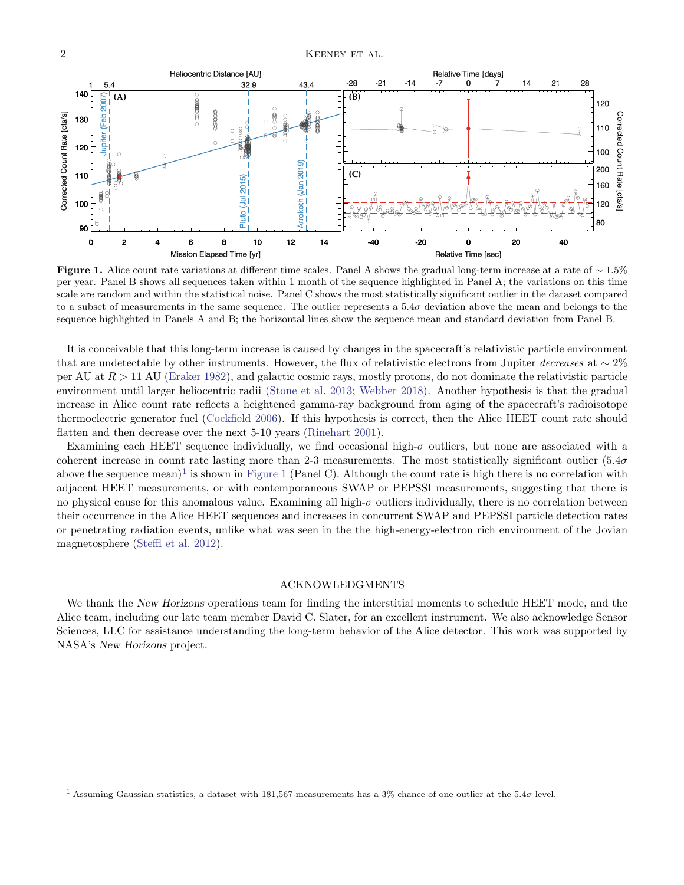**Figure 1.** Alice count rate variations at different time scales. Panel A shows the gradual long-term increase at a rate of $\sim 1.5\%$ per year. Panel B shows all sequences taken within 1 month of the sequence highlighted in Panel A; the variations on this time scale are random and within the statistical noise. Panel C shows the most statistically significant outlier in the dataset compared to a subset of measurements in the same sequence. The outlier represents a $5.4\sigma$ deviation above the mean and belongs to the sequence highlighted in Panels A and B; the horizontal lines show the sequence mean and standard deviation from Panel B.

It is conceivable that this long-term increase is caused by changes in the spacecraft's relativistic particle environment that are undetectable by other instruments. However, the flux of relativistic electrons from Jupiter *decreases* at $\sim 2\%$ per AU at $R > 11$ AU (Eraker 1982), and galactic cosmic rays, mostly protons, do not dominate the relativistic particle environment until larger heliocentric radii (Stone et al. 2013; Webber 2018). Another hypothesis is that the gradual increase in Alice count rate reflects a heightened gamma-ray background from aging of the spacecraft's radioisotope thermoelectric generator fuel (Cockfield 2006). If this hypothesis is correct, then the Alice HEET count rate should flatten and then decrease over the next 5-10 years (Rinehart 2001).

Examining each HEET sequence individually, we find occasional high-$\sigma$ outliers, but none are associated with a coherent increase in count rate lasting more than 2-3 measurements. The most statistically significant outlier ($5.4\sigma$ above the sequence mean)[1] is shown in Figure 1 (Panel C). Although the count rate is high there is no correlation with adjacent HEET measurements, or with contemporaneous SWAP or PEPSSI measurements, suggesting that there is no physical cause for this anomalous value. Examining all high-$\sigma$ outliers individually, there is no correlation between their occurrence in the Alice HEET sequences and increases in concurrent SWAP and PEPSSI particle detection rates or penetrating radiation events, unlike what was seen in the the high-energy-electron rich environment of the Jovian magnetosphere (Steffl et al. 2012).

## ACKNOWLEDGMENTS

We thank the *New Horizons* operations team for finding the interstitial moments to schedule HEET mode, and the Alice team, including our late team member David C. Slater, for an excellent instrument. We also acknowledge Sensor Sciences, LLC for assistance understanding the long-term behavior of the Alice detector. This work was supported by NASA's *New Horizons* project.

[1] Assuming Gaussian statistics, a dataset with 181,567 measurements has a 3% chance of one outlier at the $5.4\sigma$ level.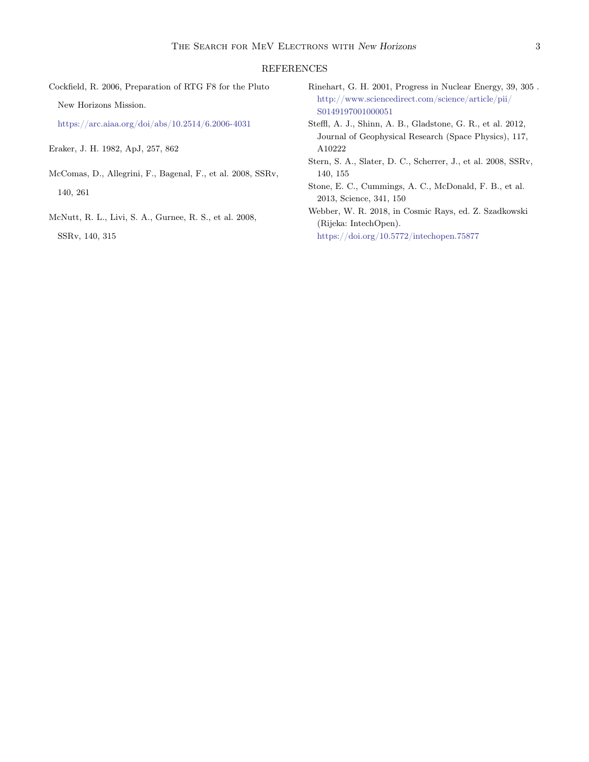## REFERENCES

Cockfield, R. 2006, Preparation of RTG F8 for the Pluto New Horizons Mission. https://arc.aiaa.org/doi/abs/10.2514/6.2006-4031

Eraker, J. H. 1982, ApJ, 257, 862

McComas, D., Allegrini, F., Bagenal, F., et al. 2008, SSRv, 140, 261

McNutt, R. L., Livi, S. A., Gurnee, R. S., et al. 2008, SSRv, 140, 315

Rinehart, G. H. 2001, Progress in Nuclear Energy, 39, 305 . http://www.sciencedirect.com/science/article/pii/S0149197001000051

Steffl, A. J., Shinn, A. B., Gladstone, G. R., et al. 2012, Journal of Geophysical Research (Space Physics), 117, A10222

Stern, S. A., Slater, D. C., Scherrer, J., et al. 2008, SSRv, 140, 155

Stone, E. C., Cummings, A. C., McDonald, F. B., et al. 2013, Science, 341, 150

Webber, W. R. 2018, in Cosmic Rays, ed. Z. Szadkowski (Rijeka: IntechOpen). https://doi.org/10.5772/intechopen.75877